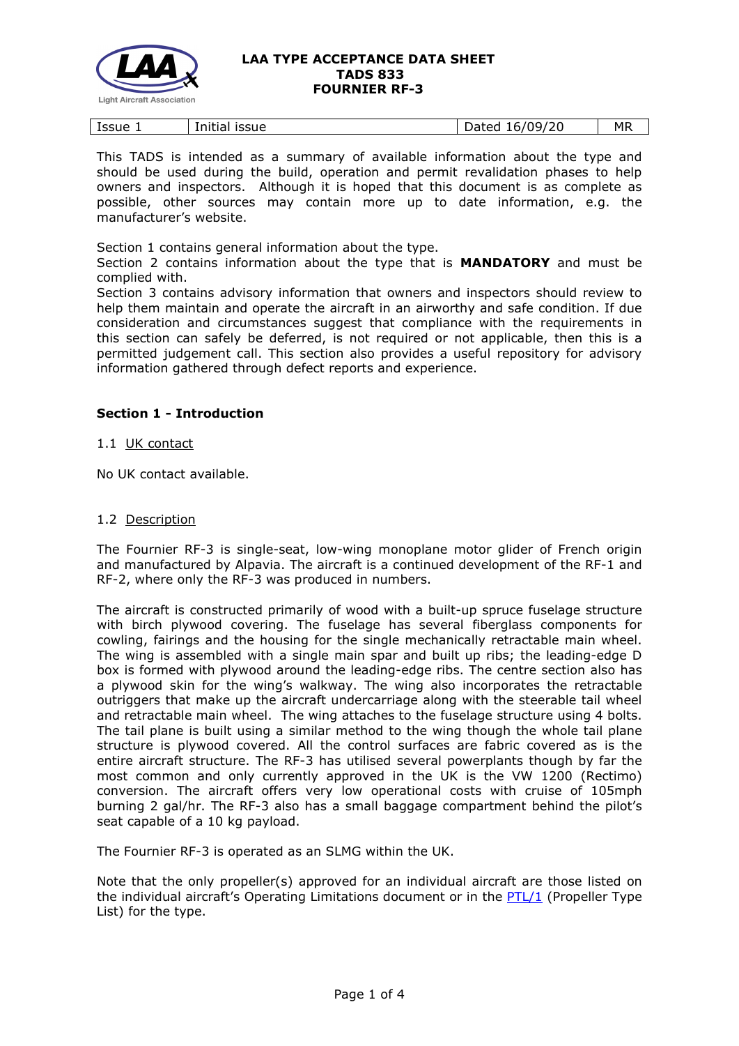**LAA TYPE ACCEPTANCE DATA SHEET**
**TADS 833**
**FOURNIER RF-3**

| Issue 1 | Initial issue | Dated 16/09/20 | MR |
|---|---|---|---|

This TADS is intended as a summary of available information about the type and should be used during the build, operation and permit revalidation phases to help owners and inspectors. Although it is hoped that this document is as complete as possible, other sources may contain more up to date information, e.g. the manufacturer's website.

Section 1 contains general information about the type.
Section 2 contains information about the type that is **MANDATORY** and must be complied with.
Section 3 contains advisory information that owners and inspectors should review to help them maintain and operate the aircraft in an airworthy and safe condition. If due consideration and circumstances suggest that compliance with the requirements in this section can safely be deferred, is not required or not applicable, then this is a permitted judgement call. This section also provides a useful repository for advisory information gathered through defect reports and experience.

## Section 1 - Introduction

### 1.1 UK contact

No UK contact available.

### 1.2 Description

The Fournier RF-3 is single-seat, low-wing monoplane motor glider of French origin and manufactured by Alpavia. The aircraft is a continued development of the RF-1 and RF-2, where only the RF-3 was produced in numbers.

The aircraft is constructed primarily of wood with a built-up spruce fuselage structure with birch plywood covering. The fuselage has several fiberglass components for cowling, fairings and the housing for the single mechanically retractable main wheel. The wing is assembled with a single main spar and built up ribs; the leading-edge D box is formed with plywood around the leading-edge ribs. The centre section also has a plywood skin for the wing's walkway. The wing also incorporates the retractable outriggers that make up the aircraft undercarriage along with the steerable tail wheel and retractable main wheel. The wing attaches to the fuselage structure using 4 bolts. The tail plane is built using a similar method to the wing though the whole tail plane structure is plywood covered. All the control surfaces are fabric covered as is the entire aircraft structure. The RF-3 has utilised several powerplants though by far the most common and only currently approved in the UK is the VW 1200 (Rectimo) conversion. The aircraft offers very low operational costs with cruise of 105mph burning 2 gal/hr. The RF-3 also has a small baggage compartment behind the pilot's seat capable of a 10 kg payload.

The Fournier RF-3 is operated as an SLMG within the UK.

Note that the only propeller(s) approved for an individual aircraft are those listed on the individual aircraft's Operating Limitations document or in the PTL/1 (Propeller Type List) for the type.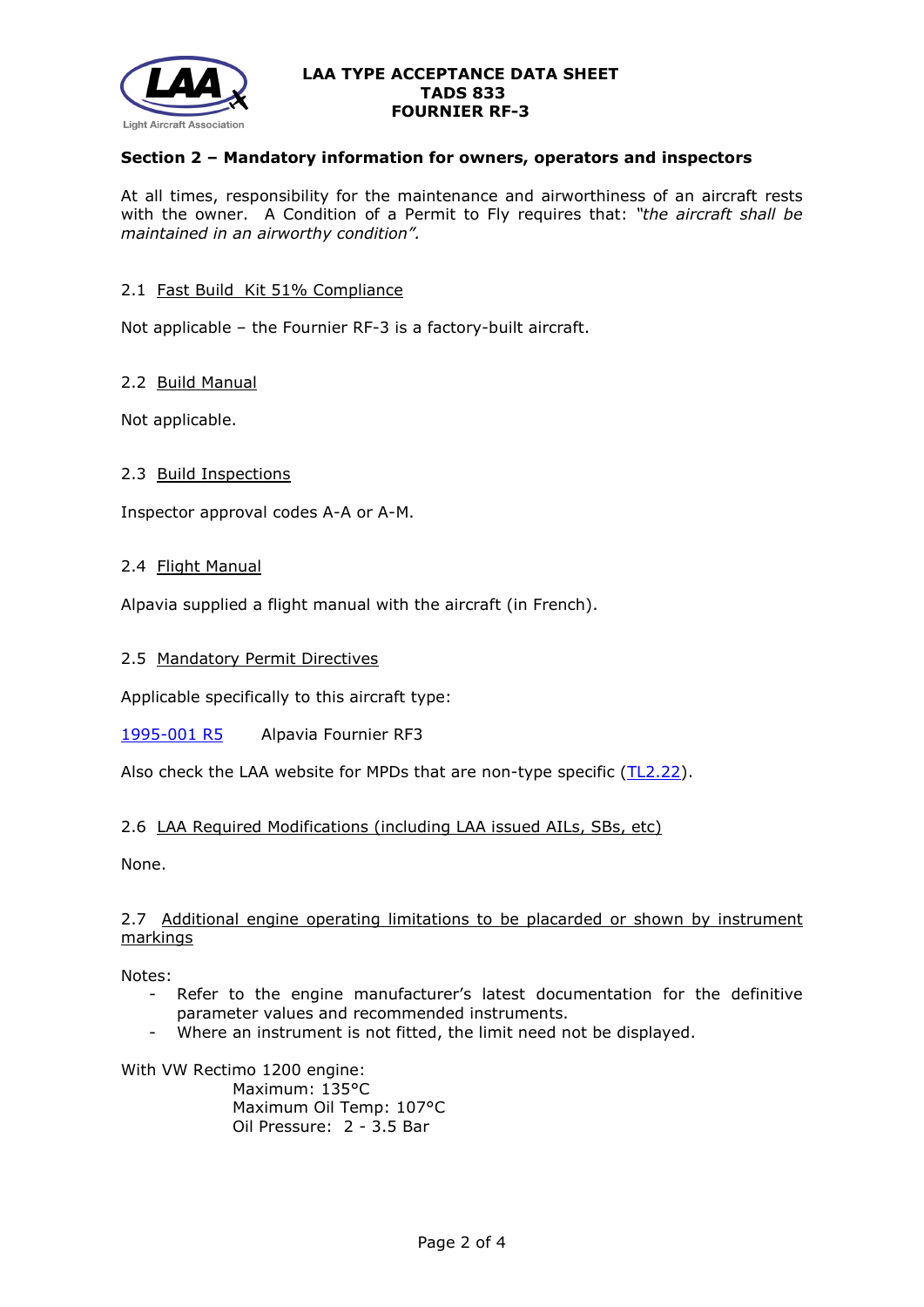## Section 2 – Mandatory information for owners, operators and inspectors

At all times, responsibility for the maintenance and airworthiness of an aircraft rests with the owner. A Condition of a Permit to Fly requires that: *"the aircraft shall be maintained in an airworthy condition".*

### 2.1 Fast Build Kit 51% Compliance

Not applicable – the Fournier RF-3 is a factory-built aircraft.

### 2.2 Build Manual

Not applicable.

### 2.3 Build Inspections

Inspector approval codes A-A or A-M.

### 2.4 Flight Manual

Alpavia supplied a flight manual with the aircraft (in French).

### 2.5 Mandatory Permit Directives

Applicable specifically to this aircraft type:

1995-001 R5 Alpavia Fournier RF3

Also check the LAA website for MPDs that are non-type specific (TL2.22).

### 2.6 LAA Required Modifications (including LAA issued AILs, SBs, etc)

None.

### 2.7 Additional engine operating limitations to be placarded or shown by instrument markings

Notes:

- Refer to the engine manufacturer's latest documentation for the definitive parameter values and recommended instruments.
- Where an instrument is not fitted, the limit need not be displayed.

With VW Rectimo 1200 engine:

Maximum: 135°C
Maximum Oil Temp: 107°C
Oil Pressure: 2 - 3.5 Bar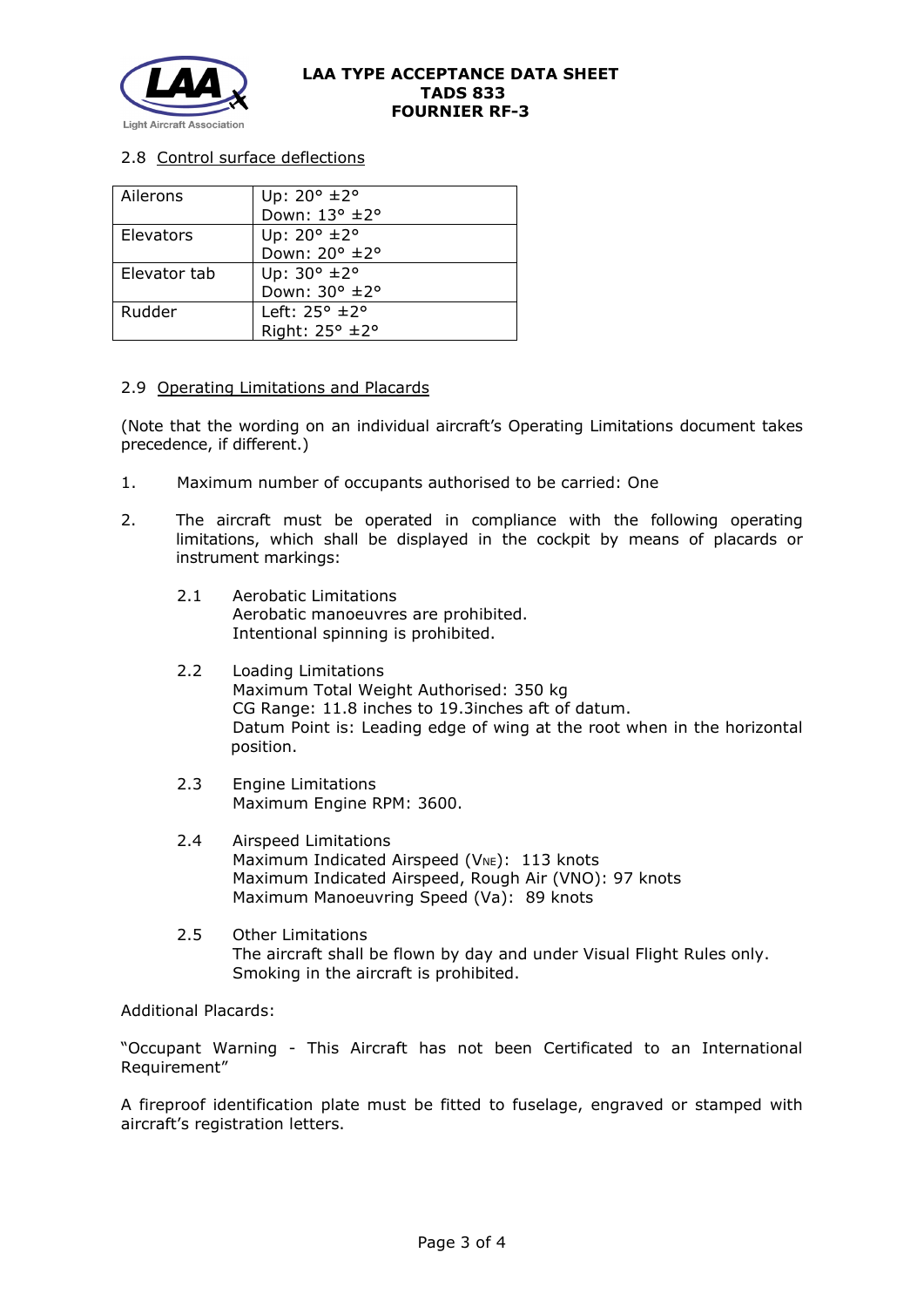### 2.8 Control surface deflections

| | |
|---|---|
| Ailerons | Up: 20° ±2°<br>Down: 13° ±2° |
| Elevators | Up: 20° ±2°<br>Down: 20° ±2° |
| Elevator tab | Up: 30° ±2°<br>Down: 30° ±2° |
| Rudder | Left: 25° ±2°<br>Right: 25° ±2° |

### 2.9 Operating Limitations and Placards

(Note that the wording on an individual aircraft's Operating Limitations document takes precedence, if different.)

1. Maximum number of occupants authorised to be carried: One

2. The aircraft must be operated in compliance with the following operating limitations, which shall be displayed in the cockpit by means of placards or instrument markings:

   2.1 Aerobatic Limitations
   Aerobatic manoeuvres are prohibited.
   Intentional spinning is prohibited.

   2.2 Loading Limitations
   Maximum Total Weight Authorised: 350 kg
   CG Range: 11.8 inches to 19.3inches aft of datum.
   Datum Point is: Leading edge of wing at the root when in the horizontal position.

   2.3 Engine Limitations
   Maximum Engine RPM: 3600.

   2.4 Airspeed Limitations
   Maximum Indicated Airspeed ($V_{NE}$): 113 knots
   Maximum Indicated Airspeed, Rough Air (VNO): 97 knots
   Maximum Manoeuvring Speed (Va): 89 knots

   2.5 Other Limitations
   The aircraft shall be flown by day and under Visual Flight Rules only.
   Smoking in the aircraft is prohibited.

Additional Placards:

"Occupant Warning - This Aircraft has not been Certificated to an International Requirement"

A fireproof identification plate must be fitted to fuselage, engraved or stamped with aircraft's registration letters.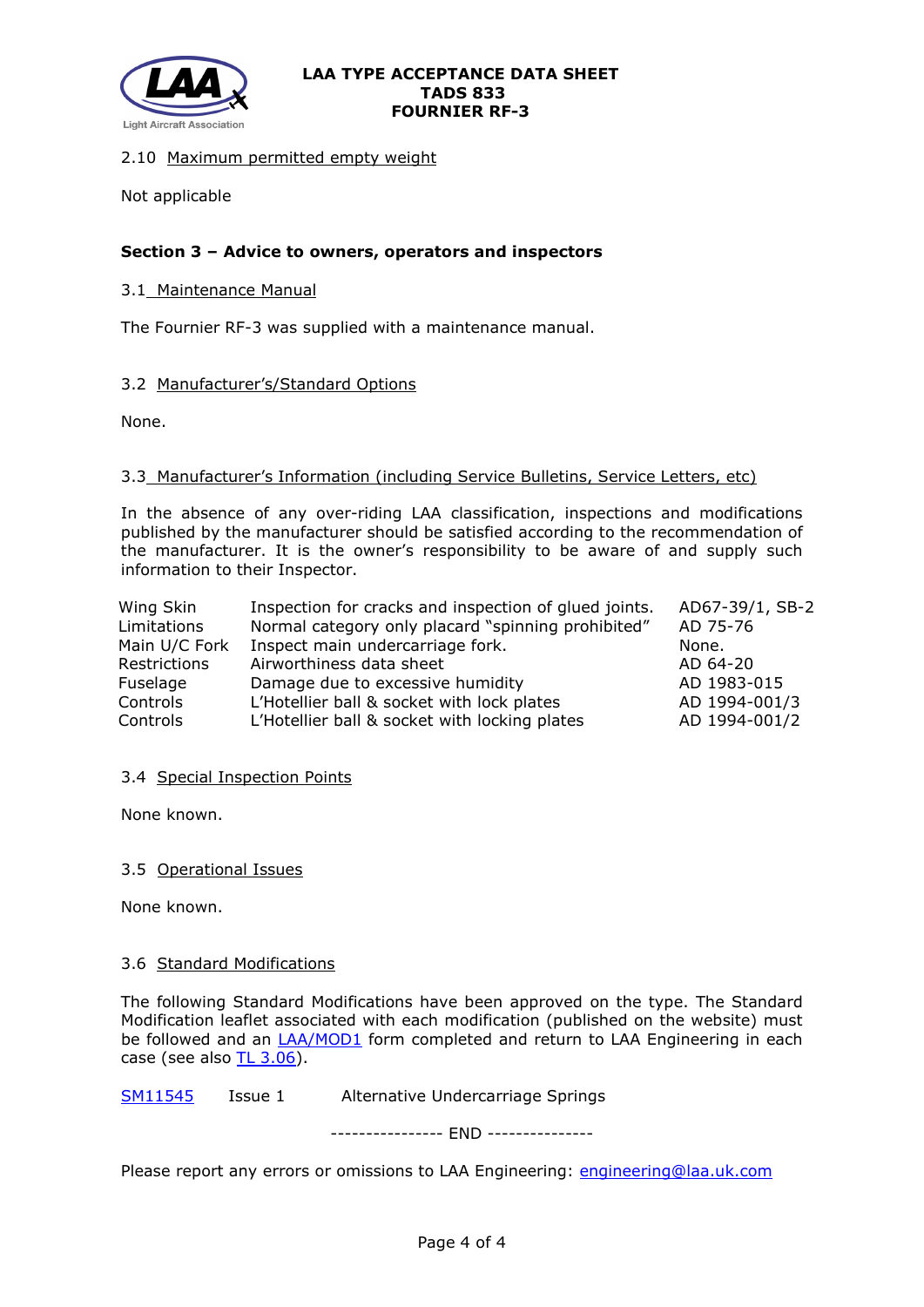#### 2.10 Maximum permitted empty weight

Not applicable

### Section 3 – Advice to owners, operators and inspectors

#### 3.1 Maintenance Manual

The Fournier RF-3 was supplied with a maintenance manual.

#### 3.2 Manufacturer's/Standard Options

None.

#### 3.3 Manufacturer's Information (including Service Bulletins, Service Letters, etc)

In the absence of any over-riding LAA classification, inspections and modifications published by the manufacturer should be satisfied according to the recommendation of the manufacturer. It is the owner's responsibility to be aware of and supply such information to their Inspector.

| | | |
|---|---|---|
| Wing Skin | Inspection for cracks and inspection of glued joints. | AD67-39/1, SB-2 |
| Limitations | Normal category only placard "spinning prohibited" | AD 75-76 |
| Main U/C Fork | Inspect main undercarriage fork. | None. |
| Restrictions | Airworthiness data sheet | AD 64-20 |
| Fuselage | Damage due to excessive humidity | AD 1983-015 |
| Controls | L'Hotellier ball & socket with lock plates | AD 1994-001/3 |
| Controls | L'Hotellier ball & socket with locking plates | AD 1994-001/2 |

#### 3.4 Special Inspection Points

None known.

#### 3.5 Operational Issues

None known.

#### 3.6 Standard Modifications

The following Standard Modifications have been approved on the type. The Standard Modification leaflet associated with each modification (published on the website) must be followed and an LAA/MOD1 form completed and return to LAA Engineering in each case (see also TL 3.06).

| | | |
|---|---|---|
| SM11545 | Issue 1 | Alternative Undercarriage Springs |

---------------- END ---------------

Please report any errors or omissions to LAA Engineering: engineering@laa.uk.com